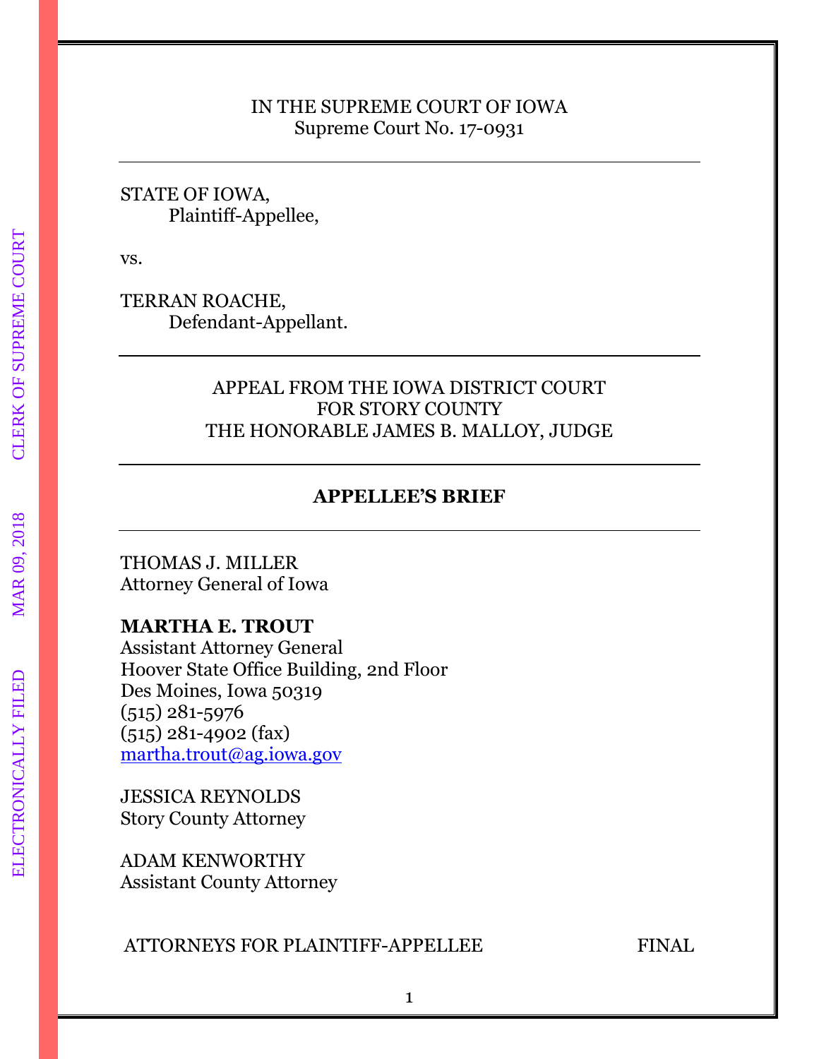IN THE SUPREME COURT OF IOWA
Supreme Court No. 17-0931

---

STATE OF IOWA,
Plaintiff-Appellee,

vs.

TERRAN ROACHE,
Defendant-Appellant.

---

APPEAL FROM THE IOWA DISTRICT COURT
FOR STORY COUNTY
THE HONORABLE JAMES B. MALLOY, JUDGE

---

**APPELLEE'S BRIEF**

---

THOMAS J. MILLER
Attorney General of Iowa

**MARTHA E. TROUT**
Assistant Attorney General
Hoover State Office Building, 2nd Floor
Des Moines, Iowa 50319
(515) 281-5976
(515) 281-4902 (fax)
martha.trout@ag.iowa.gov

JESSICA REYNOLDS
Story County Attorney

ADAM KENWORTHY
Assistant County Attorney

ATTORNEYS FOR PLAINTIFF-APPELLEE FINAL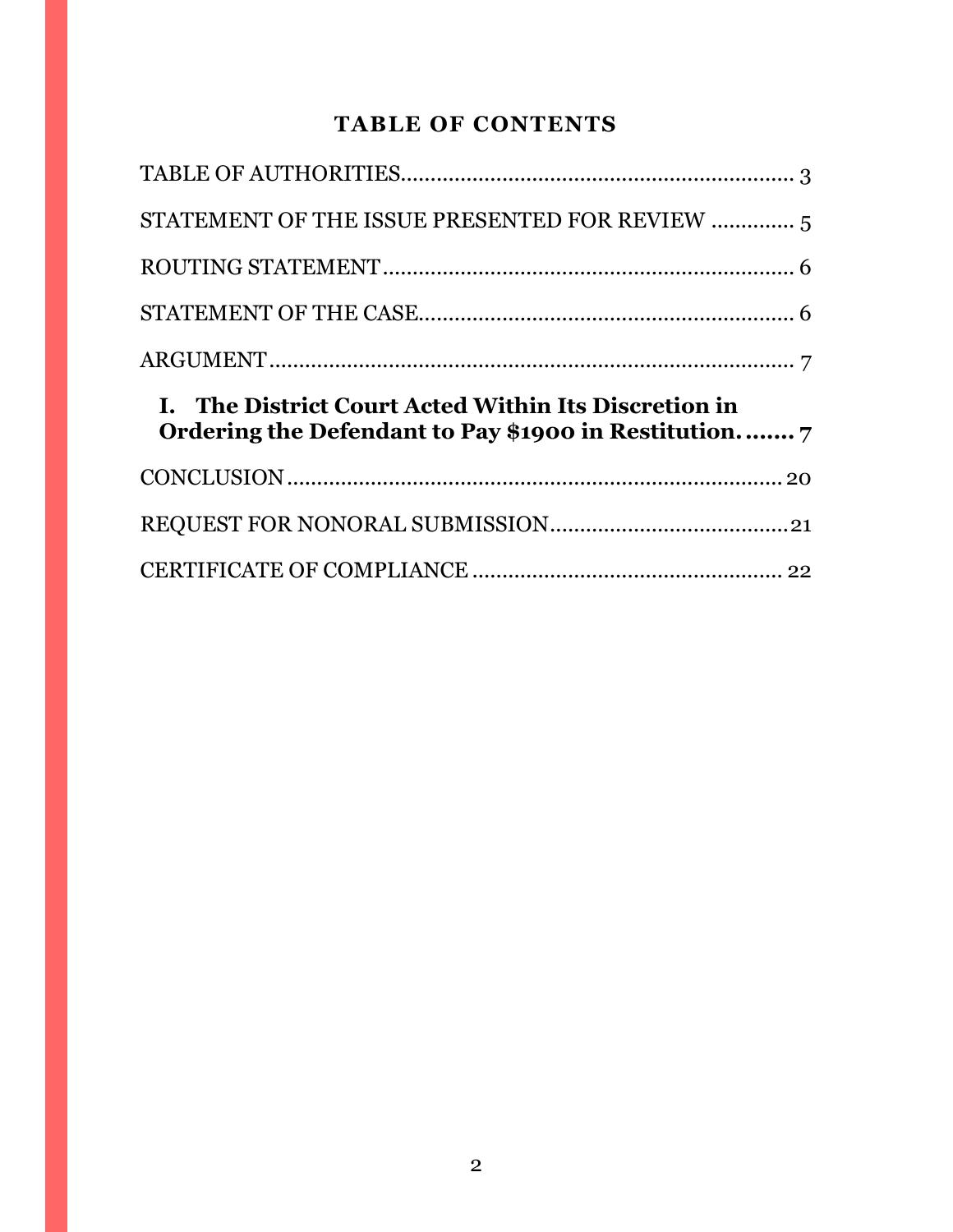## TABLE OF CONTENTS

TABLE OF AUTHORITIES .................................................................... 3

STATEMENT OF THE ISSUE PRESENTED FOR REVIEW .............. 5

ROUTING STATEMENT ...................................................................... 6

STATEMENT OF THE CASE ................................................................ 6

ARGUMENT ......................................................................................... 7

**I. The District Court Acted Within Its Discretion in Ordering the Defendant to Pay $1900 in Restitution. ....... 7**

CONCLUSION ..................................................................................... 20

REQUEST FOR NONORAL SUBMISSION ......................................... 21

CERTIFICATE OF COMPLIANCE ..................................................... 22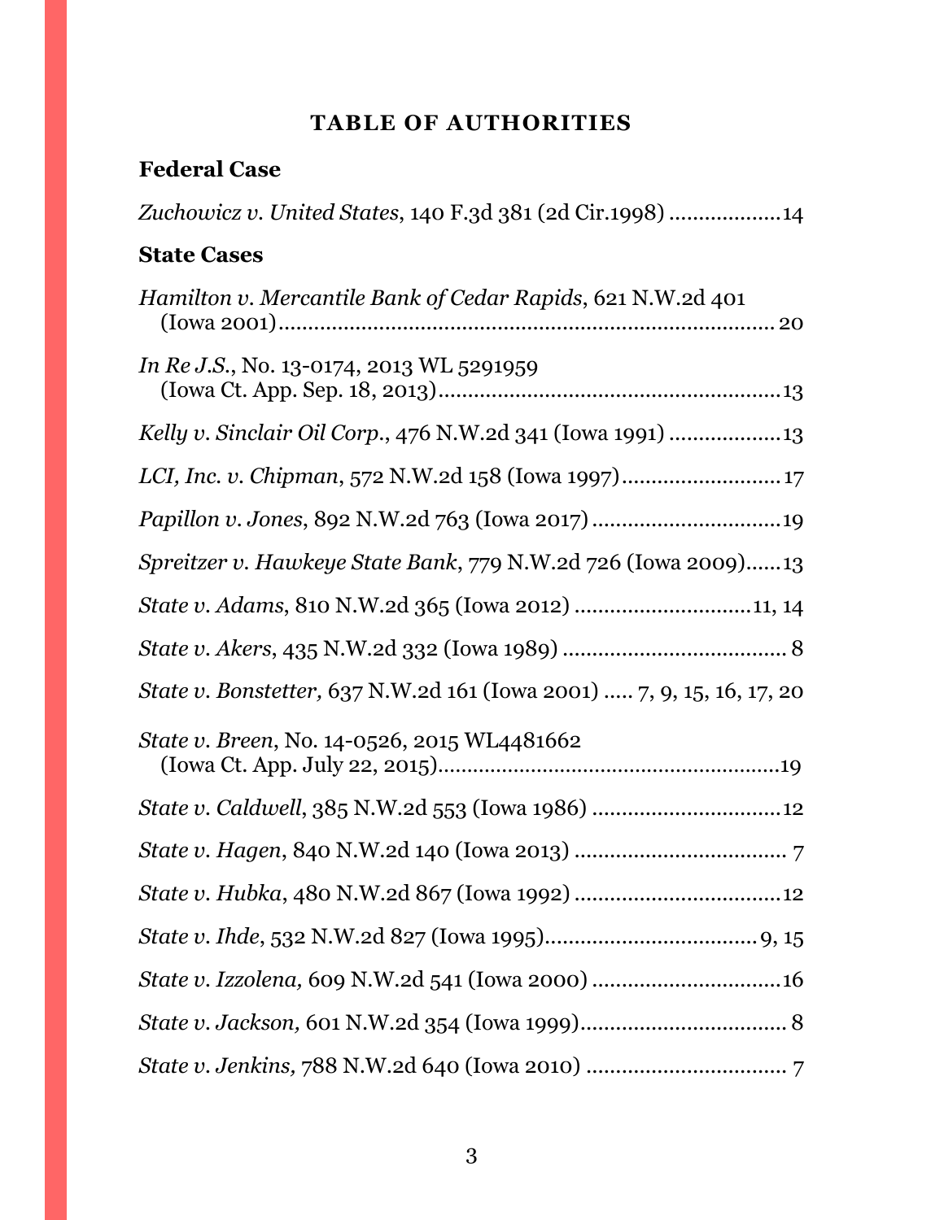# TABLE OF AUTHORITIES

## Federal Case

*Zuchowicz v. United States*, 140 F.3d 381 (2d Cir.1998) ....................14

## State Cases

*Hamilton v. Mercantile Bank of Cedar Rapids*, 621 N.W.2d 401 (Iowa 2001)....................................................................................... 20

*In Re J.S.*, No. 13-0174, 2013 WL 5291959 (Iowa Ct. App. Sep. 18, 2013)..........................................................13

*Kelly v. Sinclair Oil Corp.*, 476 N.W.2d 341 (Iowa 1991) ..................13

*LCI, Inc. v. Chipman*, 572 N.W.2d 158 (Iowa 1997)..........................17

*Papillon v. Jones*, 892 N.W.2d 763 (Iowa 2017)...............................19

*Spreitzer v. Hawkeye State Bank*, 779 N.W.2d 726 (Iowa 2009)......13

*State v. Adams*, 810 N.W.2d 365 (Iowa 2012) .............................11, 14

*State v. Akers*, 435 N.W.2d 332 (Iowa 1989) ...................................... 8

*State v. Bonstetter,* 637 N.W.2d 161 (Iowa 2001) ..... 7, 9, 15, 16, 17, 20

*State v. Breen*, No. 14-0526, 2015 WL4481662 (Iowa Ct. App. July 22, 2015)..........................................................19

*State v. Caldwell*, 385 N.W.2d 553 (Iowa 1986) ...............................12

*State v. Hagen*, 840 N.W.2d 140 (Iowa 2013) .................................... 7

*State v. Hubka*, 480 N.W.2d 867 (Iowa 1992) ..................................12

*State v. Ihde*, 532 N.W.2d 827 (Iowa 1995)...................................9, 15

*State v. Izzolena,* 609 N.W.2d 541 (Iowa 2000) ...............................16

*State v. Jackson,* 601 N.W.2d 354 (Iowa 1999).................................. 8

*State v. Jenkins,* 788 N.W.2d 640 (Iowa 2010) .................................. 7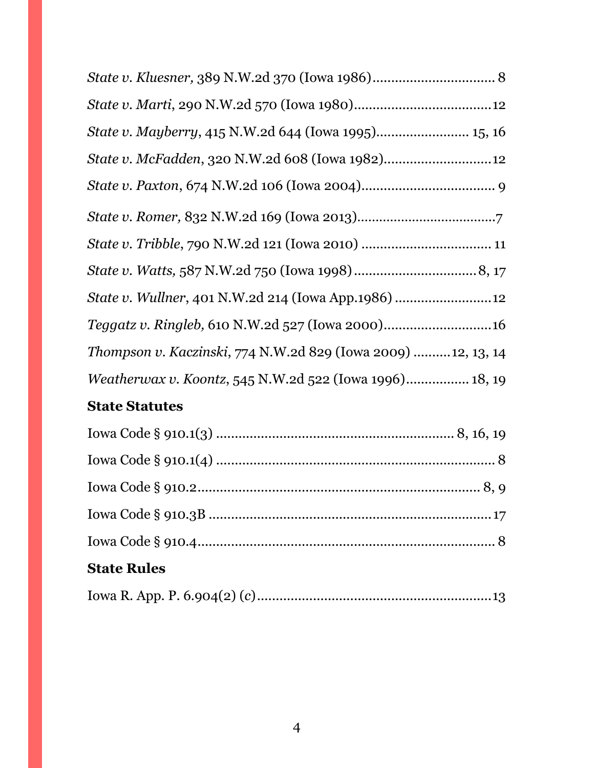*State v. Kluesner,* 389 N.W.2d 370 (Iowa 1986)................................ 8

*State v. Marti*, 290 N.W.2d 570 (Iowa 1980).....................................12

*State v. Mayberry*, 415 N.W.2d 644 (Iowa 1995)......................... 15, 16

*State v. McFadden*, 320 N.W.2d 608 (Iowa 1982).............................12

*State v. Paxton*, 674 N.W.2d 106 (Iowa 2004)................................... 9

*State v. Romer,* 832 N.W.2d 169 (Iowa 2013).....................................7

*State v. Tribble*, 790 N.W.2d 121 (Iowa 2010) .................................. 11

*State v. Watts,* 587 N.W.2d 750 (Iowa 1998)................................. 8, 17

*State v. Wullner*, 401 N.W.2d 214 (Iowa App.1986) ..........................12

*Teggatz v. Ringleb,* 610 N.W.2d 527 (Iowa 2000).............................16

*Thompson v. Kaczinski*, 774 N.W.2d 829 (Iowa 2009) ..........12, 13, 14

*Weatherwax v. Koontz*, 545 N.W.2d 522 (Iowa 1996)................. 18, 19

**State Statutes**

Iowa Code § 910.1(3) ................................................................ 8, 16, 19

Iowa Code § 910.1(4) ............................................................................ 8

Iowa Code § 910.2............................................................................. 8, 9

Iowa Code § 910.3B .............................................................................17

Iowa Code § 910.4................................................................................. 8

**State Rules**

Iowa R. App. P. 6.904(2) (c)...............................................................13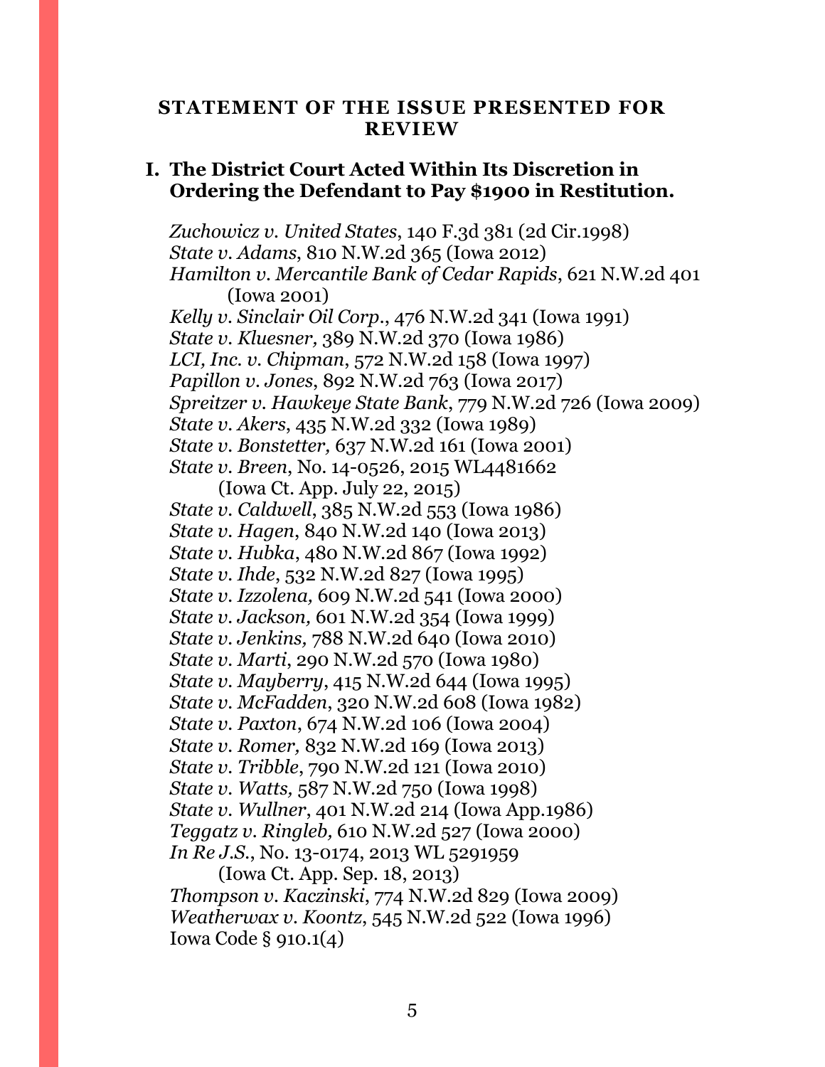## STATEMENT OF THE ISSUE PRESENTED FOR REVIEW

### I. The District Court Acted Within Its Discretion in Ordering the Defendant to Pay $1900 in Restitution.

*Zuchowicz v. United States*, 140 F.3d 381 (2d Cir.1998)
*State v. Adams,* 810 N.W.2d 365 (Iowa 2012)
*Hamilton v. Mercantile Bank of Cedar Rapids*, 621 N.W.2d 401 (Iowa 2001)
*Kelly v. Sinclair Oil Corp.*, 476 N.W.2d 341 (Iowa 1991)
*State v. Kluesner,* 389 N.W.2d 370 (Iowa 1986)
*LCI, Inc. v. Chipman*, 572 N.W.2d 158 (Iowa 1997)
*Papillon v. Jones*, 892 N.W.2d 763 (Iowa 2017)
*Spreitzer v. Hawkeye State Bank*, 779 N.W.2d 726 (Iowa 2009)
*State v. Akers*, 435 N.W.2d 332 (Iowa 1989)
*State v. Bonstetter,* 637 N.W.2d 161 (Iowa 2001)
*State v. Breen*, No. 14-0526, 2015 WL4481662 (Iowa Ct. App. July 22, 2015)
*State v. Caldwell*, 385 N.W.2d 553 (Iowa 1986)
*State v. Hagen*, 840 N.W.2d 140 (Iowa 2013)
*State v. Hubka*, 480 N.W.2d 867 (Iowa 1992)
*State v. Ihde*, 532 N.W.2d 827 (Iowa 1995)
*State v. Izzolena,* 609 N.W.2d 541 (Iowa 2000)
*State v. Jackson,* 601 N.W.2d 354 (Iowa 1999)
*State v. Jenkins,* 788 N.W.2d 640 (Iowa 2010)
*State v. Marti*, 290 N.W.2d 570 (Iowa 1980)
*State v. Mayberry*, 415 N.W.2d 644 (Iowa 1995)
*State v. McFadden*, 320 N.W.2d 608 (Iowa 1982)
*State v. Paxton*, 674 N.W.2d 106 (Iowa 2004)
*State v. Romer,* 832 N.W.2d 169 (Iowa 2013)
*State v. Tribble*, 790 N.W.2d 121 (Iowa 2010)
*State v. Watts,* 587 N.W.2d 750 (Iowa 1998)
*State v. Wullner*, 401 N.W.2d 214 (Iowa App.1986)
*Teggatz v. Ringleb,* 610 N.W.2d 527 (Iowa 2000)
*In Re J.S.*, No. 13-0174, 2013 WL 5291959 (Iowa Ct. App. Sep. 18, 2013)
*Thompson v. Kaczinski*, 774 N.W.2d 829 (Iowa 2009)
*Weatherwax v. Koontz*, 545 N.W.2d 522 (Iowa 1996)
Iowa Code § 910.1(4)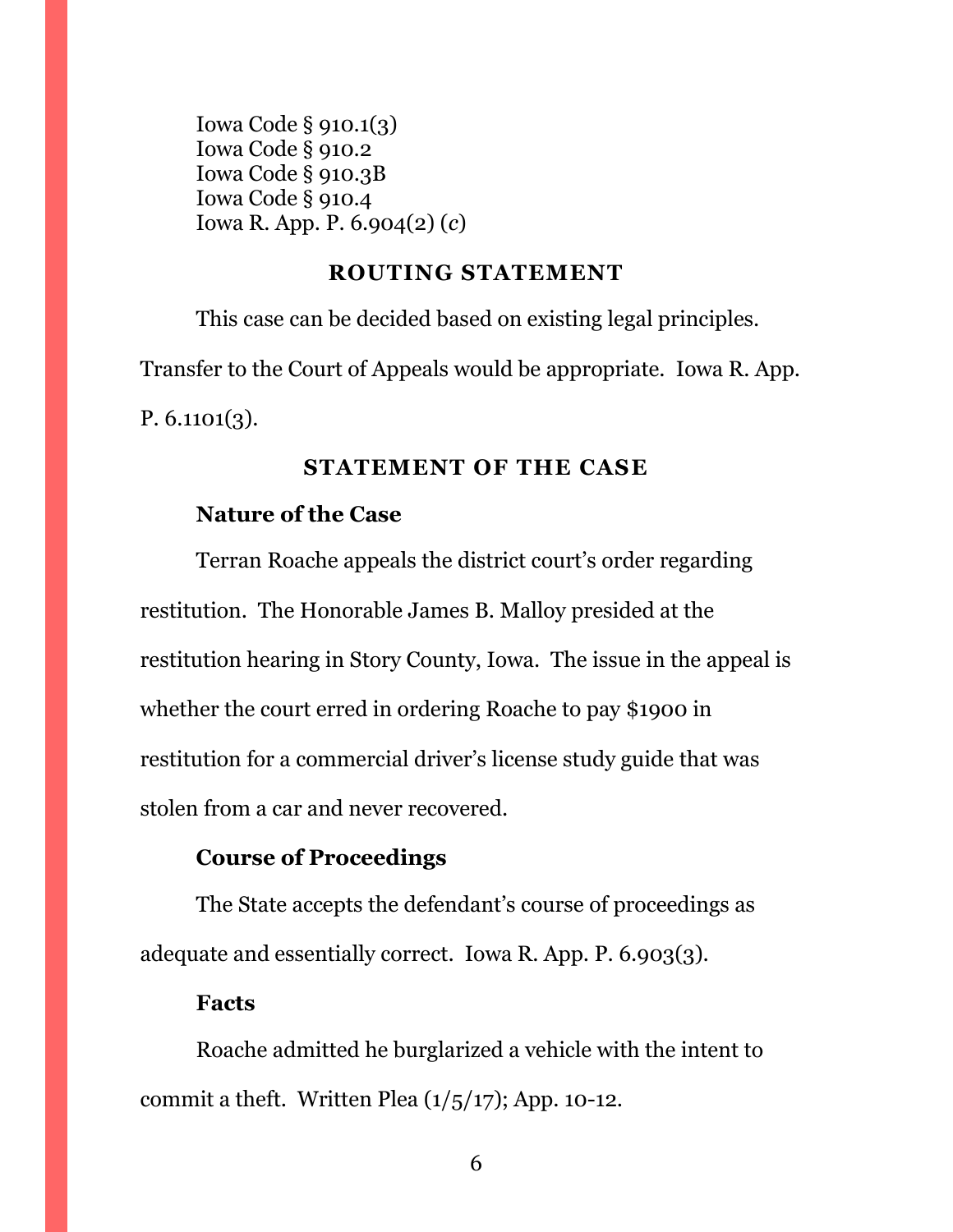Iowa Code § 910.1(3)
Iowa Code § 910.2
Iowa Code § 910.3B
Iowa Code § 910.4
Iowa R. App. P. 6.904(2) (*c*)

## ROUTING STATEMENT

This case can be decided based on existing legal principles. Transfer to the Court of Appeals would be appropriate. Iowa R. App. P. 6.1101(3).

## STATEMENT OF THE CASE

### Nature of the Case

Terran Roache appeals the district court's order regarding restitution. The Honorable James B. Malloy presided at the restitution hearing in Story County, Iowa. The issue in the appeal is whether the court erred in ordering Roache to pay $1900 in restitution for a commercial driver's license study guide that was stolen from a car and never recovered.

### Course of Proceedings

The State accepts the defendant's course of proceedings as adequate and essentially correct. Iowa R. App. P. 6.903(3).

### Facts

Roache admitted he burglarized a vehicle with the intent to commit a theft. Written Plea (1/5/17); App. 10-12.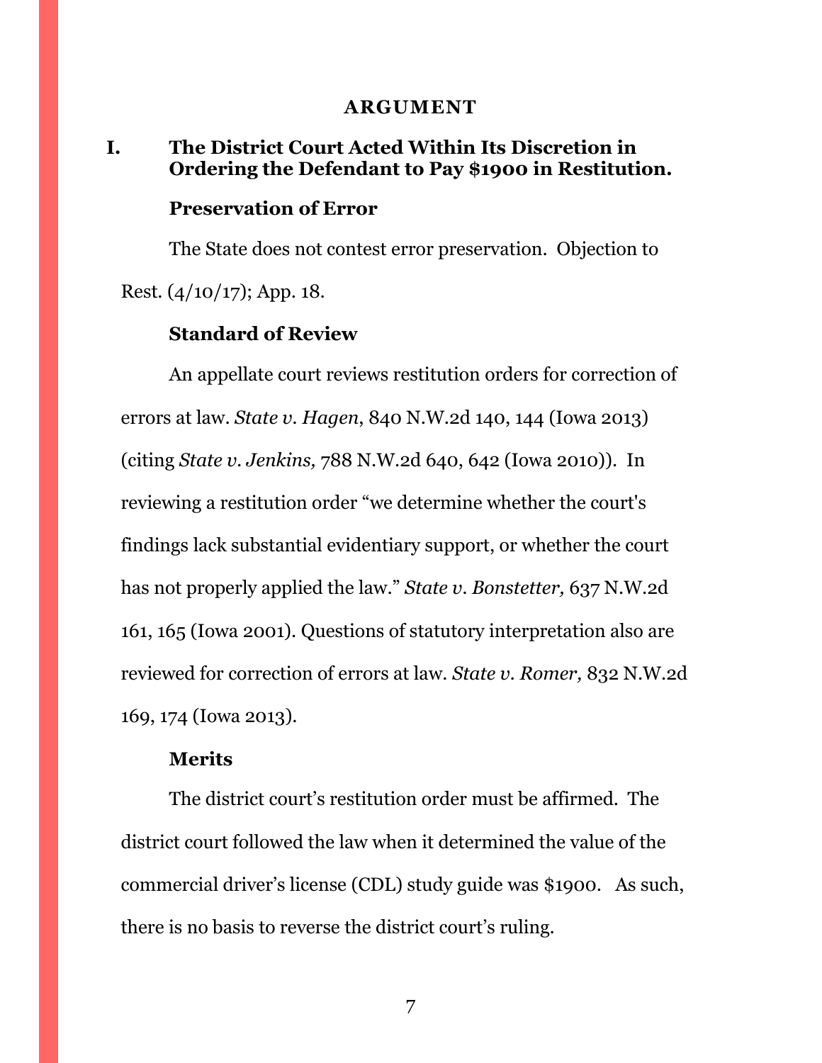## ARGUMENT

### I. The District Court Acted Within Its Discretion in Ordering the Defendant to Pay $1900 in Restitution.

#### Preservation of Error

The State does not contest error preservation. Objection to Rest. (4/10/17); App. 18.

#### Standard of Review

An appellate court reviews restitution orders for correction of errors at law. *State v. Hagen*, 840 N.W.2d 140, 144 (Iowa 2013) (citing *State v. Jenkins,* 788 N.W.2d 640, 642 (Iowa 2010)). In reviewing a restitution order "we determine whether the court's findings lack substantial evidentiary support, or whether the court has not properly applied the law." *State v. Bonstetter,* 637 N.W.2d 161, 165 (Iowa 2001). Questions of statutory interpretation also are reviewed for correction of errors at law. *State v. Romer,* 832 N.W.2d 169, 174 (Iowa 2013).

#### Merits

The district court's restitution order must be affirmed. The district court followed the law when it determined the value of the commercial driver's license (CDL) study guide was $1900. As such, there is no basis to reverse the district court's ruling.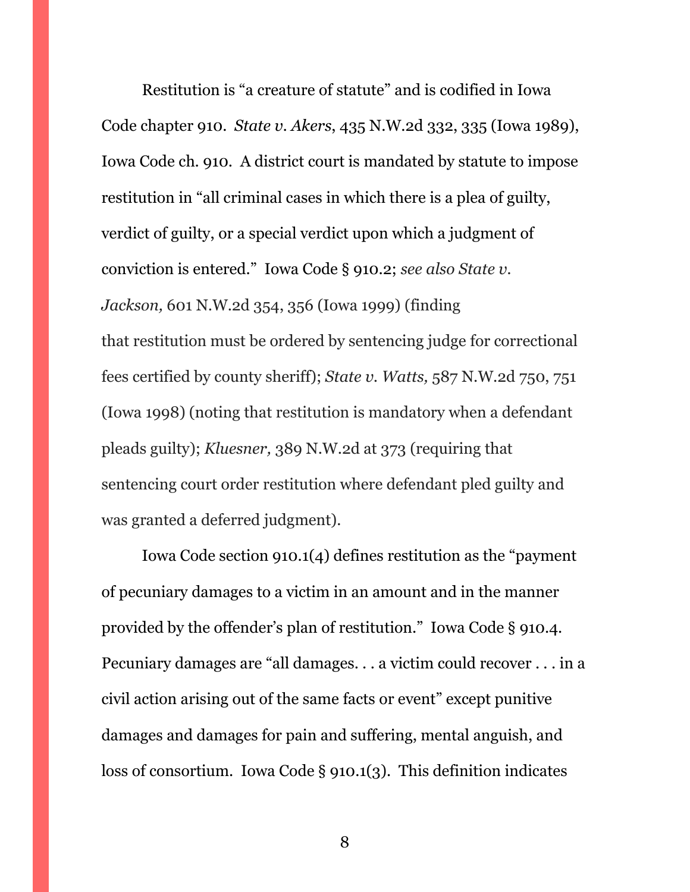Restitution is "a creature of statute" and is codified in Iowa Code chapter 910. *State v. Akers*, 435 N.W.2d 332, 335 (Iowa 1989), Iowa Code ch. 910. A district court is mandated by statute to impose restitution in "all criminal cases in which there is a plea of guilty, verdict of guilty, or a special verdict upon which a judgment of conviction is entered." Iowa Code § 910.2; *see also State v. Jackson,* 601 N.W.2d 354, 356 (Iowa 1999) (finding that restitution must be ordered by sentencing judge for correctional fees certified by county sheriff); *State v. Watts,* 587 N.W.2d 750, 751 (Iowa 1998) (noting that restitution is mandatory when a defendant pleads guilty); *Kluesner,* 389 N.W.2d at 373 (requiring that sentencing court order restitution where defendant pled guilty and was granted a deferred judgment).

Iowa Code section 910.1(4) defines restitution as the "payment of pecuniary damages to a victim in an amount and in the manner provided by the offender's plan of restitution." Iowa Code § 910.4. Pecuniary damages are "all damages. . . a victim could recover . . . in a civil action arising out of the same facts or event" except punitive damages and damages for pain and suffering, mental anguish, and loss of consortium. Iowa Code § 910.1(3). This definition indicates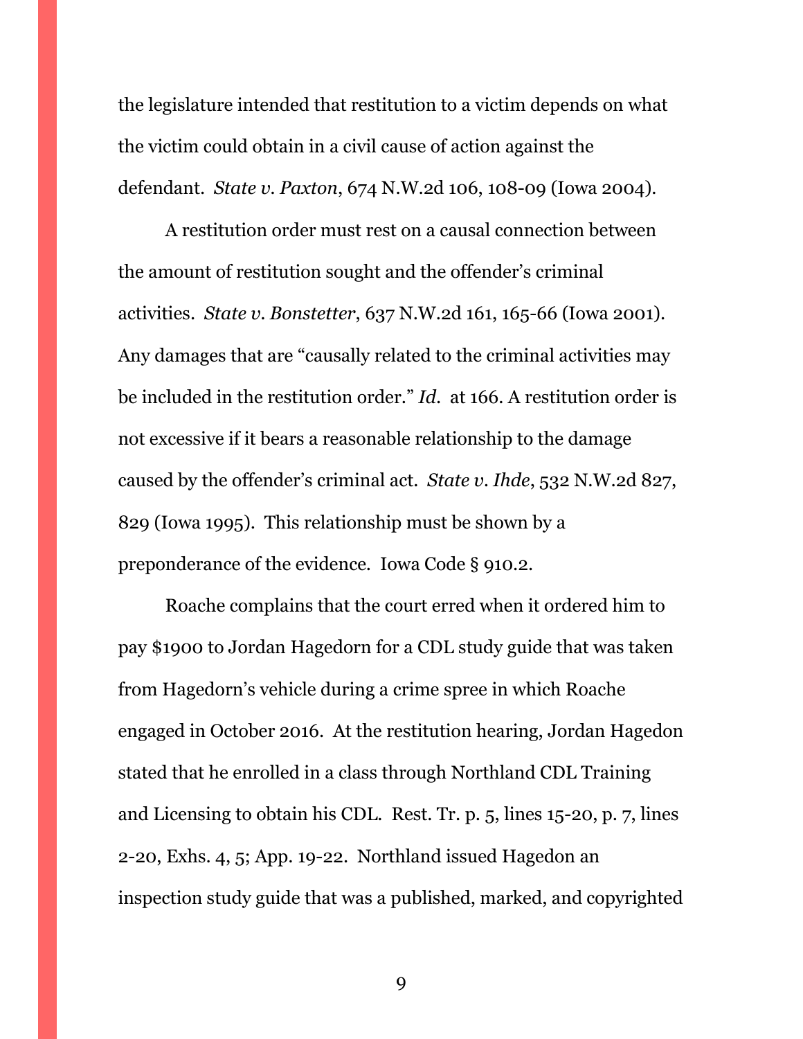the legislature intended that restitution to a victim depends on what the victim could obtain in a civil cause of action against the defendant. *State v. Paxton*, 674 N.W.2d 106, 108-09 (Iowa 2004).

A restitution order must rest on a causal connection between the amount of restitution sought and the offender's criminal activities. *State v. Bonstetter*, 637 N.W.2d 161, 165-66 (Iowa 2001). Any damages that are "causally related to the criminal activities may be included in the restitution order." *Id.* at 166. A restitution order is not excessive if it bears a reasonable relationship to the damage caused by the offender's criminal act. *State v. Ihde*, 532 N.W.2d 827, 829 (Iowa 1995). This relationship must be shown by a preponderance of the evidence. Iowa Code § 910.2.

Roache complains that the court erred when it ordered him to pay $1900 to Jordan Hagedorn for a CDL study guide that was taken from Hagedorn's vehicle during a crime spree in which Roache engaged in October 2016. At the restitution hearing, Jordan Hagedon stated that he enrolled in a class through Northland CDL Training and Licensing to obtain his CDL. Rest. Tr. p. 5, lines 15-20, p. 7, lines 2-20, Exhs. 4, 5; App. 19-22. Northland issued Hagedon an inspection study guide that was a published, marked, and copyrighted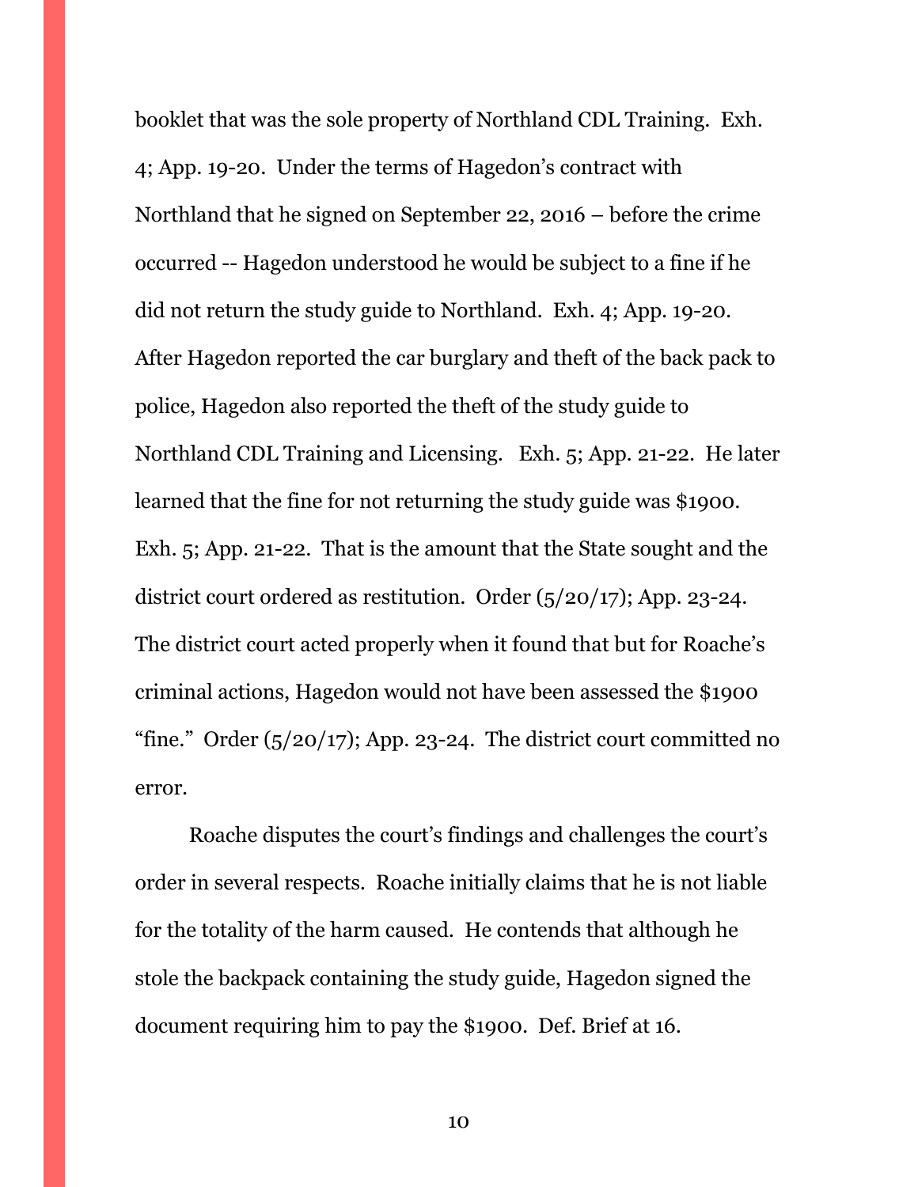booklet that was the sole property of Northland CDL Training. Exh. 4; App. 19-20. Under the terms of Hagedon's contract with Northland that he signed on September 22, 2016 – before the crime occurred -- Hagedon understood he would be subject to a fine if he did not return the study guide to Northland. Exh. 4; App. 19-20. After Hagedon reported the car burglary and theft of the back pack to police, Hagedon also reported the theft of the study guide to Northland CDL Training and Licensing. Exh. 5; App. 21-22. He later learned that the fine for not returning the study guide was $1900. Exh. 5; App. 21-22. That is the amount that the State sought and the district court ordered as restitution. Order (5/20/17); App. 23-24. The district court acted properly when it found that but for Roache's criminal actions, Hagedon would not have been assessed the $1900 "fine." Order (5/20/17); App. 23-24. The district court committed no error.

Roache disputes the court's findings and challenges the court's order in several respects. Roache initially claims that he is not liable for the totality of the harm caused. He contends that although he stole the backpack containing the study guide, Hagedon signed the document requiring him to pay the $1900. Def. Brief at 16.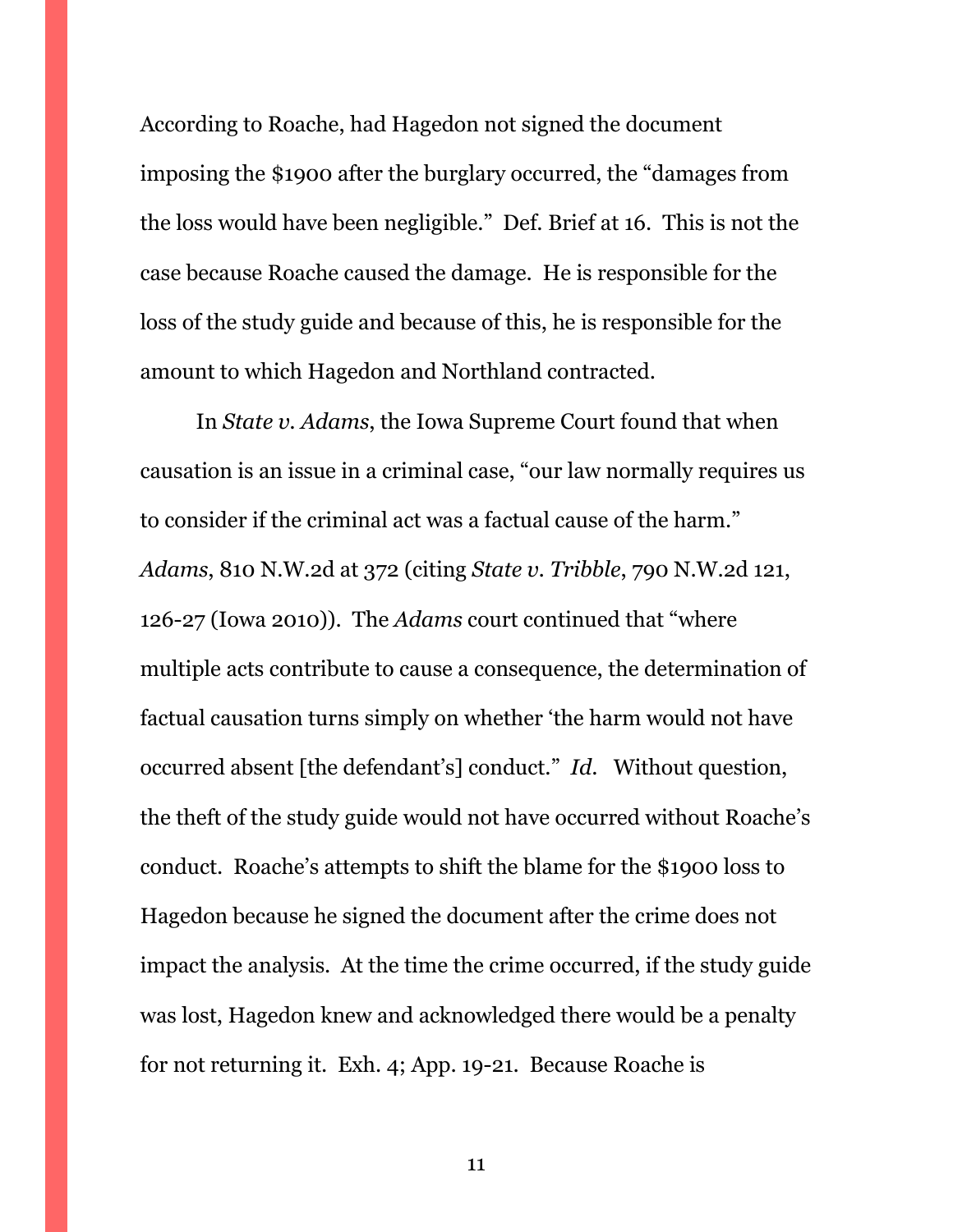According to Roache, had Hagedon not signed the document imposing the $1900 after the burglary occurred, the "damages from the loss would have been negligible." Def. Brief at 16. This is not the case because Roache caused the damage. He is responsible for the loss of the study guide and because of this, he is responsible for the amount to which Hagedon and Northland contracted.

In *State v. Adams*, the Iowa Supreme Court found that when causation is an issue in a criminal case, "our law normally requires us to consider if the criminal act was a factual cause of the harm." *Adams*, 810 N.W.2d at 372 (citing *State v. Tribble*, 790 N.W.2d 121, 126-27 (Iowa 2010)). The *Adams* court continued that "where multiple acts contribute to cause a consequence, the determination of factual causation turns simply on whether 'the harm would not have occurred absent [the defendant's] conduct." *Id.* Without question, the theft of the study guide would not have occurred without Roache's conduct. Roache's attempts to shift the blame for the $1900 loss to Hagedon because he signed the document after the crime does not impact the analysis. At the time the crime occurred, if the study guide was lost, Hagedon knew and acknowledged there would be a penalty for not returning it. Exh. 4; App. 19-21. Because Roache is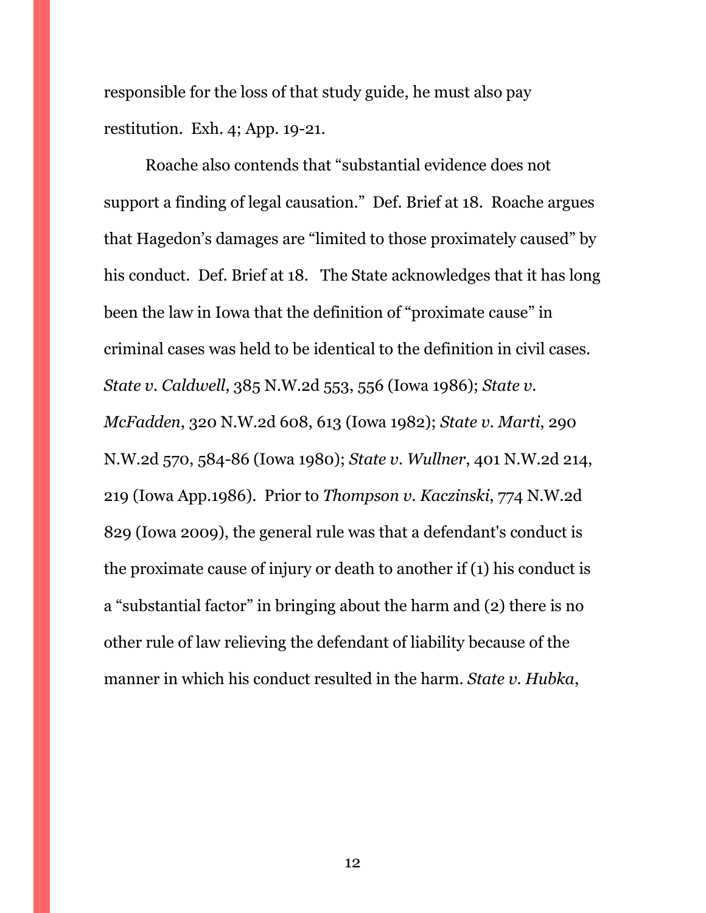responsible for the loss of that study guide, he must also pay restitution. Exh. 4; App. 19-21.

Roache also contends that "substantial evidence does not support a finding of legal causation." Def. Brief at 18. Roache argues that Hagedon's damages are "limited to those proximately caused" by his conduct. Def. Brief at 18. The State acknowledges that it has long been the law in Iowa that the definition of "proximate cause" in criminal cases was held to be identical to the definition in civil cases. *State v. Caldwell*, 385 N.W.2d 553, 556 (Iowa 1986); *State v. McFadden*, 320 N.W.2d 608, 613 (Iowa 1982); *State v. Marti*, 290 N.W.2d 570, 584-86 (Iowa 1980); *State v. Wullner*, 401 N.W.2d 214, 219 (Iowa App.1986). Prior to *Thompson v. Kaczinski*, 774 N.W.2d 829 (Iowa 2009), the general rule was that a defendant's conduct is the proximate cause of injury or death to another if (1) his conduct is a "substantial factor" in bringing about the harm and (2) there is no other rule of law relieving the defendant of liability because of the manner in which his conduct resulted in the harm. *State v. Hubka*,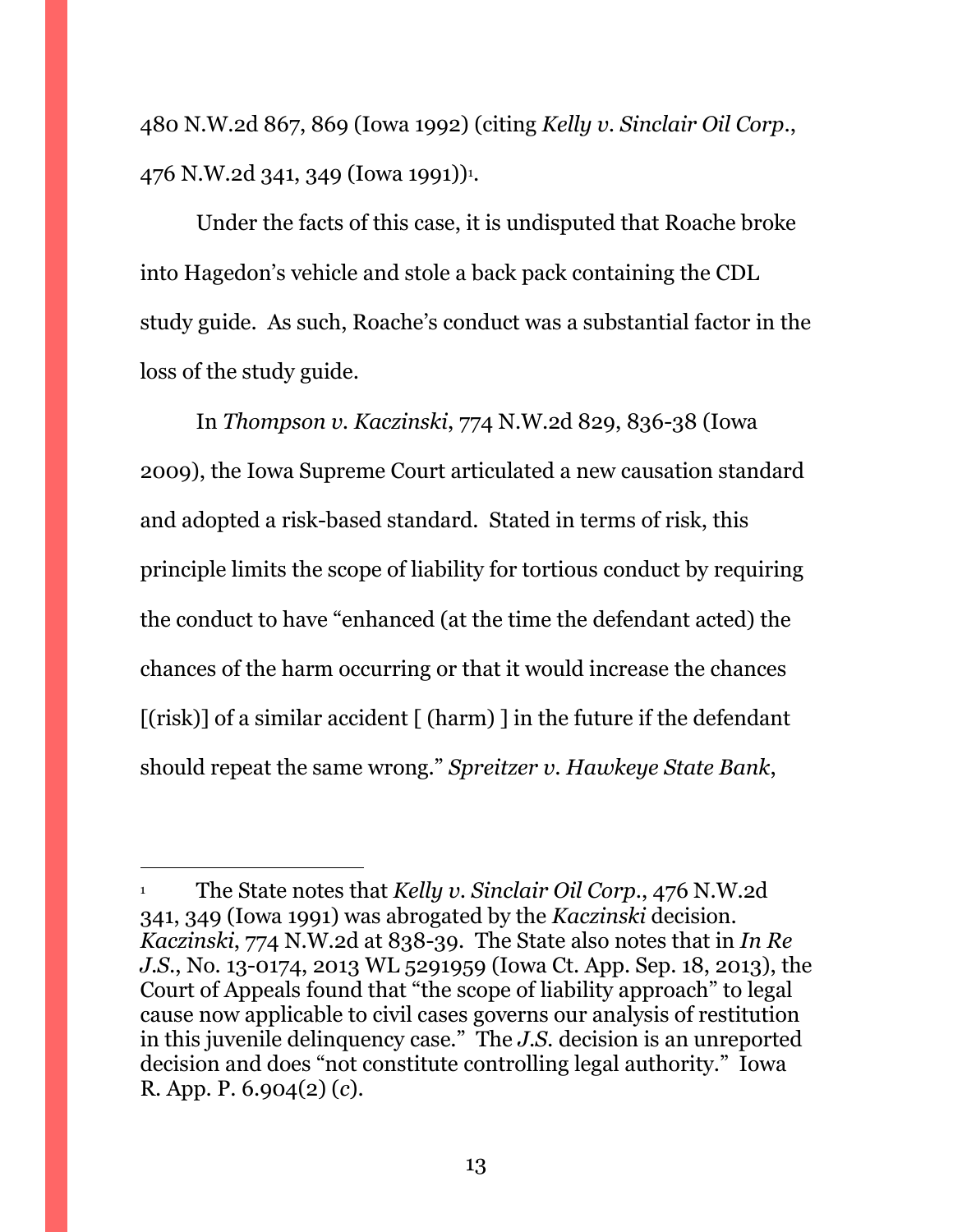480 N.W.2d 867, 869 (Iowa 1992) (citing *Kelly v. Sinclair Oil Corp.*, 476 N.W.2d 341, 349 (Iowa 1991))[1].

Under the facts of this case, it is undisputed that Roache broke into Hagedon's vehicle and stole a back pack containing the CDL study guide. As such, Roache's conduct was a substantial factor in the loss of the study guide.

In *Thompson v. Kaczinski*, 774 N.W.2d 829, 836-38 (Iowa 2009), the Iowa Supreme Court articulated a new causation standard and adopted a risk-based standard. Stated in terms of risk, this principle limits the scope of liability for tortious conduct by requiring the conduct to have "enhanced (at the time the defendant acted) the chances of the harm occurring or that it would increase the chances [(risk)] of a similar accident [ (harm) ] in the future if the defendant should repeat the same wrong." *Spreitzer v. Hawkeye State Bank*,

---

[1] The State notes that *Kelly v. Sinclair Oil Corp.*, 476 N.W.2d 341, 349 (Iowa 1991) was abrogated by the *Kaczinski* decision. *Kaczinski*, 774 N.W.2d at 838-39. The State also notes that in *In Re J.S.*, No. 13-0174, 2013 WL 5291959 (Iowa Ct. App. Sep. 18, 2013), the Court of Appeals found that "the scope of liability approach" to legal cause now applicable to civil cases governs our analysis of restitution in this juvenile delinquency case." The *J.S.* decision is an unreported decision and does "not constitute controlling legal authority." Iowa R. App. P. 6.904(2) (*c*).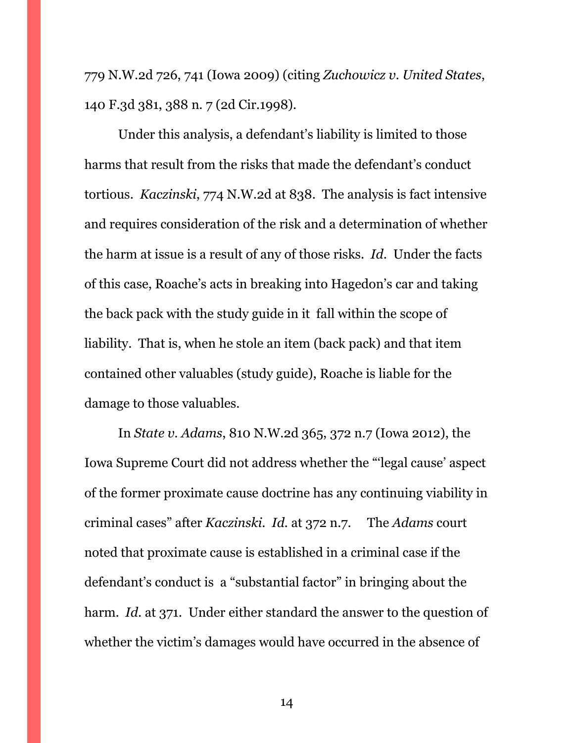779 N.W.2d 726, 741 (Iowa 2009) (citing *Zuchowicz v. United States*, 140 F.3d 381, 388 n. 7 (2d Cir.1998).

Under this analysis, a defendant's liability is limited to those harms that result from the risks that made the defendant's conduct tortious. *Kaczinski*, 774 N.W.2d at 838. The analysis is fact intensive and requires consideration of the risk and a determination of whether the harm at issue is a result of any of those risks. *Id.* Under the facts of this case, Roache's acts in breaking into Hagedon's car and taking the back pack with the study guide in it fall within the scope of liability. That is, when he stole an item (back pack) and that item contained other valuables (study guide), Roache is liable for the damage to those valuables.

In *State v. Adams*, 810 N.W.2d 365, 372 n.7 (Iowa 2012), the Iowa Supreme Court did not address whether the "'legal cause' aspect of the former proximate cause doctrine has any continuing viability in criminal cases" after *Kaczinski*. *Id.* at 372 n.7. The *Adams* court noted that proximate cause is established in a criminal case if the defendant's conduct is a "substantial factor" in bringing about the harm. *Id.* at 371. Under either standard the answer to the question of whether the victim's damages would have occurred in the absence of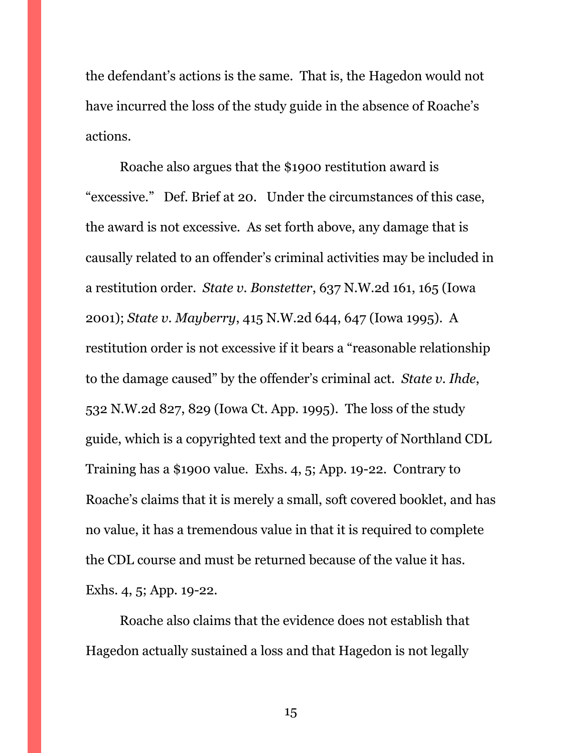the defendant's actions is the same. That is, the Hagedon would not have incurred the loss of the study guide in the absence of Roache's actions.

Roache also argues that the $1900 restitution award is "excessive." Def. Brief at 20. Under the circumstances of this case, the award is not excessive. As set forth above, any damage that is causally related to an offender's criminal activities may be included in a restitution order. *State v. Bonstetter*, 637 N.W.2d 161, 165 (Iowa 2001); *State v. Mayberry*, 415 N.W.2d 644, 647 (Iowa 1995). A restitution order is not excessive if it bears a "reasonable relationship to the damage caused" by the offender's criminal act. *State v. Ihde*, 532 N.W.2d 827, 829 (Iowa Ct. App. 1995). The loss of the study guide, which is a copyrighted text and the property of Northland CDL Training has a $1900 value. Exhs. 4, 5; App. 19-22. Contrary to Roache's claims that it is merely a small, soft covered booklet, and has no value, it has a tremendous value in that it is required to complete the CDL course and must be returned because of the value it has. Exhs. 4, 5; App. 19-22.

Roache also claims that the evidence does not establish that Hagedon actually sustained a loss and that Hagedon is not legally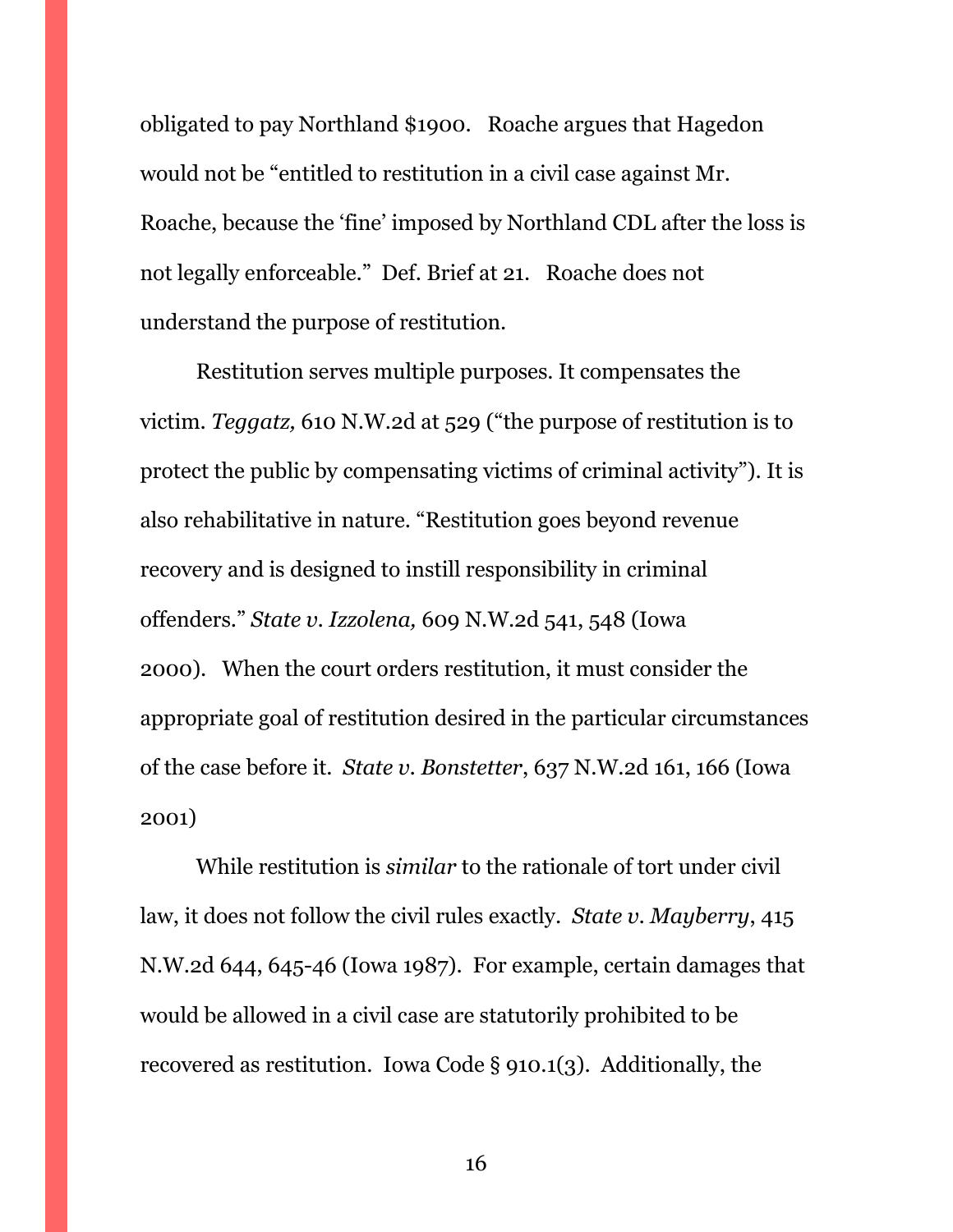obligated to pay Northland $1900. Roache argues that Hagedon would not be "entitled to restitution in a civil case against Mr. Roache, because the 'fine' imposed by Northland CDL after the loss is not legally enforceable." Def. Brief at 21. Roache does not understand the purpose of restitution.

Restitution serves multiple purposes. It compensates the victim. *Teggatz,* 610 N.W.2d at 529 ("the purpose of restitution is to protect the public by compensating victims of criminal activity"). It is also rehabilitative in nature. "Restitution goes beyond revenue recovery and is designed to instill responsibility in criminal offenders." *State v. Izzolena,* 609 N.W.2d 541, 548 (Iowa 2000). When the court orders restitution, it must consider the appropriate goal of restitution desired in the particular circumstances of the case before it. *State v. Bonstetter*, 637 N.W.2d 161, 166 (Iowa 2001)

While restitution is *similar* to the rationale of tort under civil law, it does not follow the civil rules exactly. *State v. Mayberry*, 415 N.W.2d 644, 645-46 (Iowa 1987). For example, certain damages that would be allowed in a civil case are statutorily prohibited to be recovered as restitution. Iowa Code § 910.1(3). Additionally, the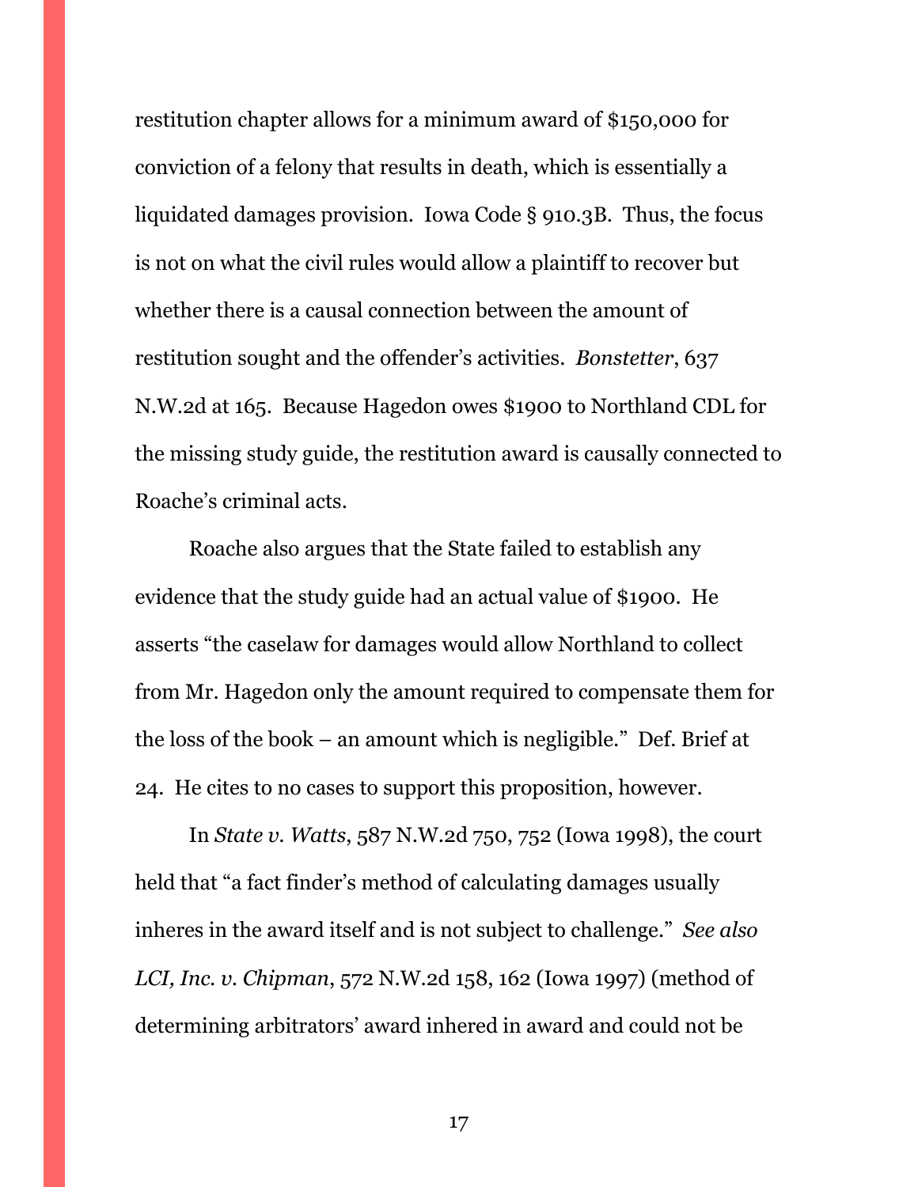restitution chapter allows for a minimum award of $150,000 for conviction of a felony that results in death, which is essentially a liquidated damages provision. Iowa Code § 910.3B. Thus, the focus is not on what the civil rules would allow a plaintiff to recover but whether there is a causal connection between the amount of restitution sought and the offender's activities. *Bonstetter*, 637 N.W.2d at 165. Because Hagedon owes $1900 to Northland CDL for the missing study guide, the restitution award is causally connected to Roache's criminal acts.

Roache also argues that the State failed to establish any evidence that the study guide had an actual value of $1900. He asserts "the caselaw for damages would allow Northland to collect from Mr. Hagedon only the amount required to compensate them for the loss of the book – an amount which is negligible." Def. Brief at 24. He cites to no cases to support this proposition, however.

In *State v. Watts*, 587 N.W.2d 750, 752 (Iowa 1998), the court held that "a fact finder's method of calculating damages usually inheres in the award itself and is not subject to challenge." *See also LCI, Inc. v. Chipman*, 572 N.W.2d 158, 162 (Iowa 1997) (method of determining arbitrators' award inhered in award and could not be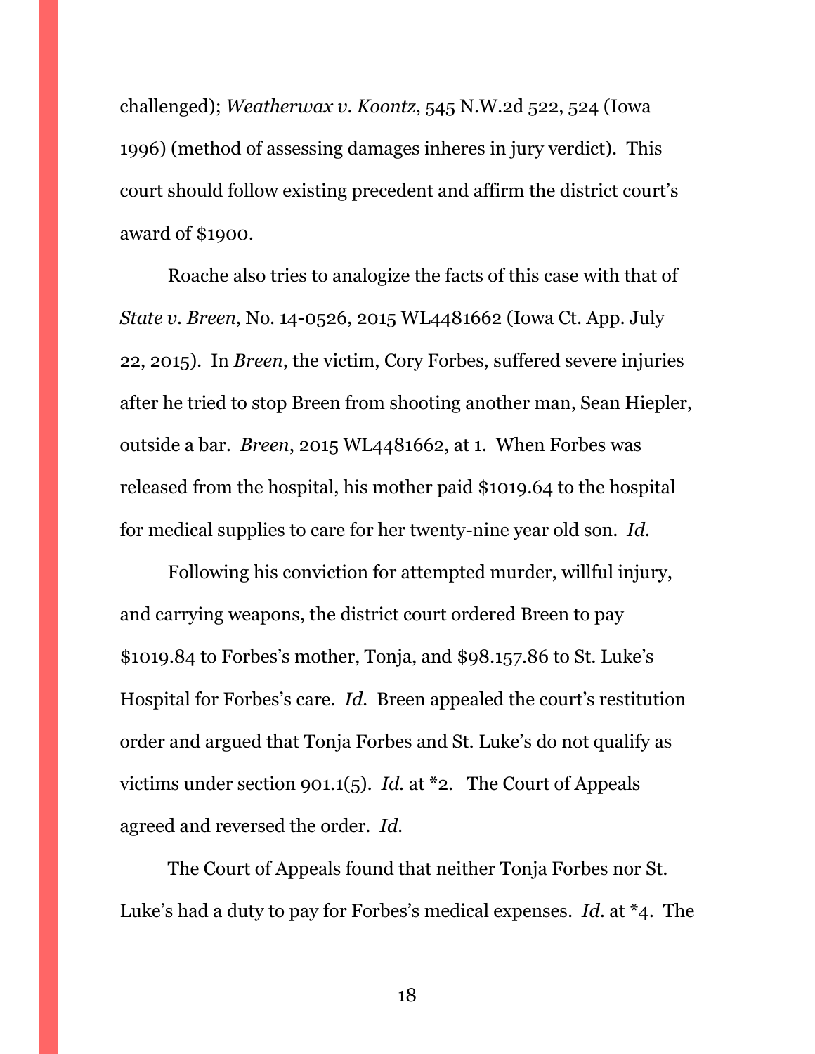challenged); *Weatherwax v. Koontz*, 545 N.W.2d 522, 524 (Iowa 1996) (method of assessing damages inheres in jury verdict). This court should follow existing precedent and affirm the district court's award of $1900.

Roache also tries to analogize the facts of this case with that of *State v. Breen*, No. 14-0526, 2015 WL4481662 (Iowa Ct. App. July 22, 2015). In *Breen*, the victim, Cory Forbes, suffered severe injuries after he tried to stop Breen from shooting another man, Sean Hiepler, outside a bar. *Breen*, 2015 WL4481662, at 1. When Forbes was released from the hospital, his mother paid $1019.64 to the hospital for medical supplies to care for her twenty-nine year old son. *Id.*

Following his conviction for attempted murder, willful injury, and carrying weapons, the district court ordered Breen to pay $1019.84 to Forbes's mother, Tonja, and $98.157.86 to St. Luke's Hospital for Forbes's care. *Id.* Breen appealed the court's restitution order and argued that Tonja Forbes and St. Luke's do not qualify as victims under section 901.1(5). *Id.* at *2. The Court of Appeals agreed and reversed the order. *Id.*

The Court of Appeals found that neither Tonja Forbes nor St. Luke's had a duty to pay for Forbes's medical expenses. *Id.* at *4. The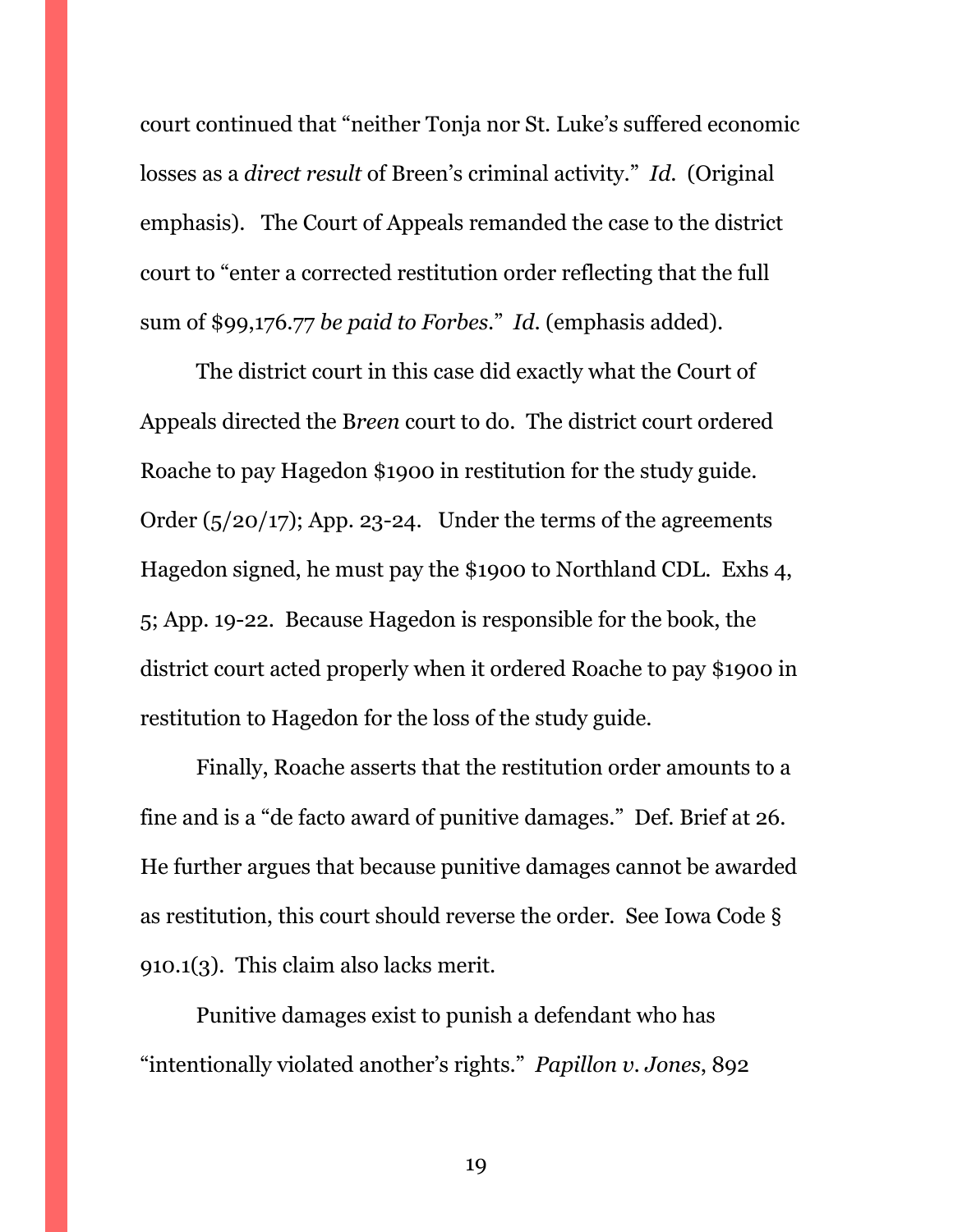court continued that "neither Tonja nor St. Luke's suffered economic losses as a *direct result* of Breen's criminal activity." *Id.* (Original emphasis). The Court of Appeals remanded the case to the district court to "enter a corrected restitution order reflecting that the full sum of $99,176.77 *be paid to Forbes*." *Id.* (emphasis added).

The district court in this case did exactly what the Court of Appeals directed the B*reen* court to do. The district court ordered Roache to pay Hagedon $1900 in restitution for the study guide. Order (5/20/17); App. 23-24. Under the terms of the agreements Hagedon signed, he must pay the $1900 to Northland CDL. Exhs 4, 5; App. 19-22. Because Hagedon is responsible for the book, the district court acted properly when it ordered Roache to pay $1900 in restitution to Hagedon for the loss of the study guide.

Finally, Roache asserts that the restitution order amounts to a fine and is a "de facto award of punitive damages." Def. Brief at 26. He further argues that because punitive damages cannot be awarded as restitution, this court should reverse the order. See Iowa Code § 910.1(3). This claim also lacks merit.

Punitive damages exist to punish a defendant who has "intentionally violated another's rights." *Papillon v. Jones*, 892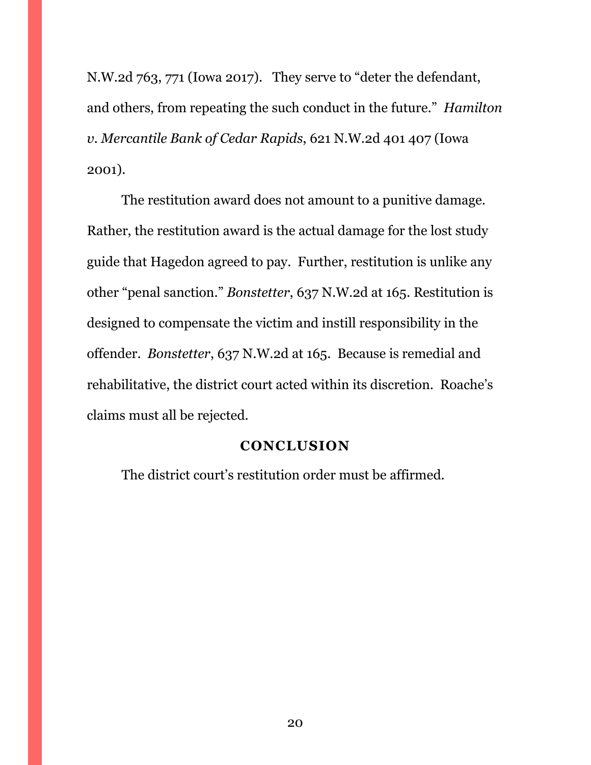N.W.2d 763, 771 (Iowa 2017). They serve to "deter the defendant, and others, from repeating the such conduct in the future." *Hamilton v. Mercantile Bank of Cedar Rapids*, 621 N.W.2d 401 407 (Iowa 2001).

The restitution award does not amount to a punitive damage. Rather, the restitution award is the actual damage for the lost study guide that Hagedon agreed to pay. Further, restitution is unlike any other "penal sanction." *Bonstetter*, 637 N.W.2d at 165. Restitution is designed to compensate the victim and instill responsibility in the offender. *Bonstetter*, 637 N.W.2d at 165. Because is remedial and rehabilitative, the district court acted within its discretion. Roache's claims must all be rejected.

## CONCLUSION

The district court's restitution order must be affirmed.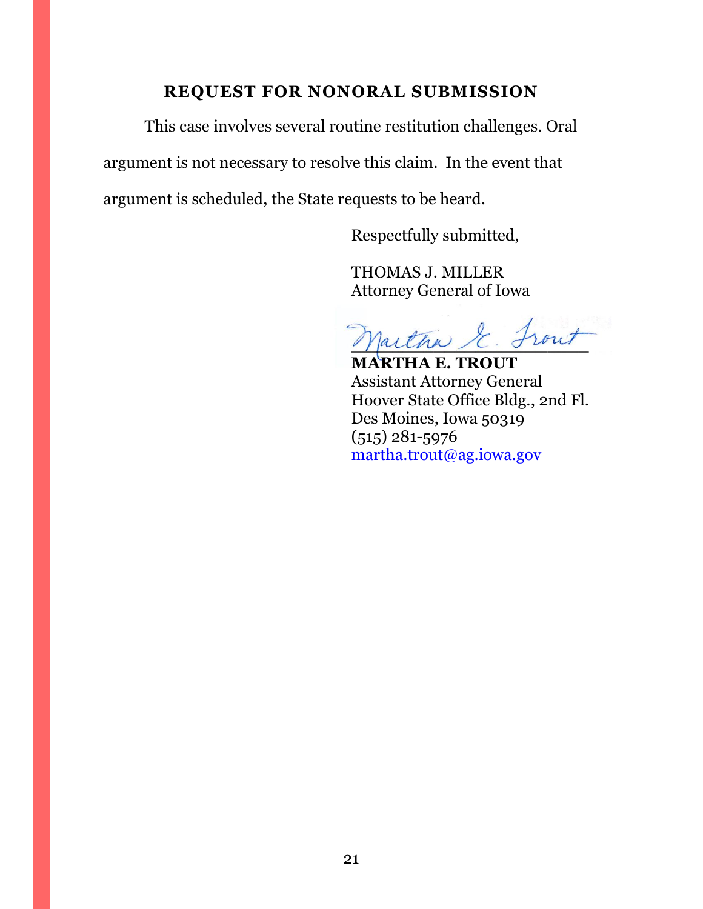## REQUEST FOR NONORAL SUBMISSION

This case involves several routine restitution challenges. Oral argument is not necessary to resolve this claim. In the event that argument is scheduled, the State requests to be heard.

Respectfully submitted,

THOMAS J. MILLER
Attorney General of Iowa

_Martha E. Trout_

**MARTHA E. TROUT**
Assistant Attorney General
Hoover State Office Bldg., 2nd Fl.
Des Moines, Iowa 50319
(515) 281-5976
martha.trout@ag.iowa.gov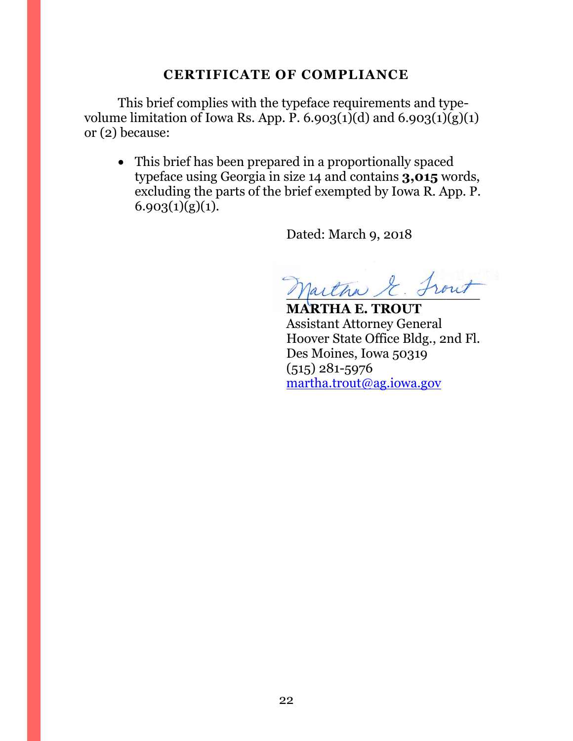## CERTIFICATE OF COMPLIANCE

This brief complies with the typeface requirements and type-volume limitation of Iowa Rs. App. P. 6.903(1)(d) and 6.903(1)(g)(1) or (2) because:

- This brief has been prepared in a proportionally spaced typeface using Georgia in size 14 and contains **3,015** words, excluding the parts of the brief exempted by Iowa R. App. P. 6.903(1)(g)(1).

Dated: March 9, 2018

Martha E. Trout
**MARTHA E. TROUT**
Assistant Attorney General
Hoover State Office Bldg., 2nd Fl.
Des Moines, Iowa 50319
(515) 281-5976
martha.trout@ag.iowa.gov